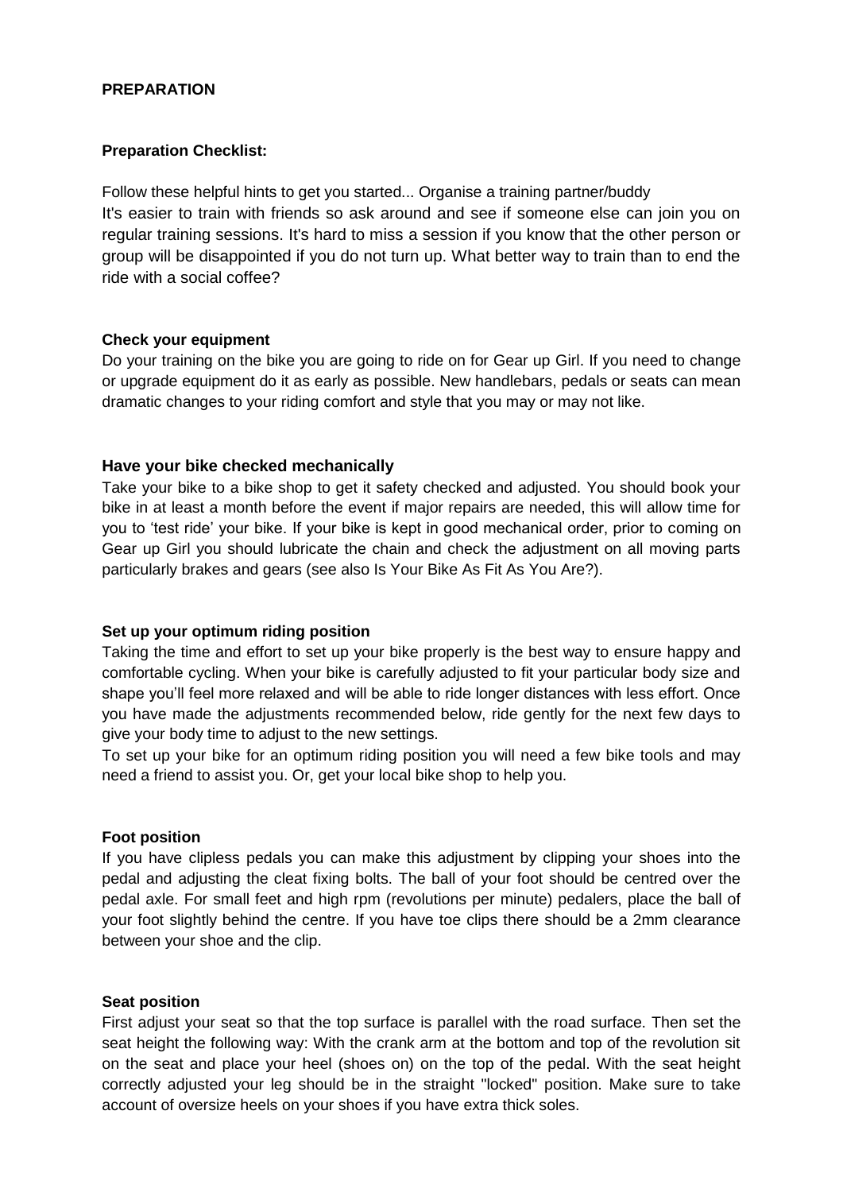## PREPARATION

### Preparation Checklist:

Follow these helpful hints to get you started... Organise a training partner/buddy

It's easier to train with friends so ask around and see if someone else can join you on regular training sessions. It's hard to miss a session if you know that the other person or group will be disappointed if you do not turn up. What better way to train than to end the ride with a social coffee?

**Check your equipment**

Do your training on the bike you are going to ride on for Gear up Girl. If you need to change or upgrade equipment do it as early as possible. New handlebars, pedals or seats can mean dramatic changes to your riding comfort and style that you may or may not like.

**Have your bike checked mechanically**

Take your bike to a bike shop to get it safety checked and adjusted. You should book your bike in at least a month before the event if major repairs are needed, this will allow time for you to 'test ride' your bike. If your bike is kept in good mechanical order, prior to coming on Gear up Girl you should lubricate the chain and check the adjustment on all moving parts particularly brakes and gears (see also Is Your Bike As Fit As You Are?).

**Set up your optimum riding position**

Taking the time and effort to set up your bike properly is the best way to ensure happy and comfortable cycling. When your bike is carefully adjusted to fit your particular body size and shape you'll feel more relaxed and will be able to ride longer distances with less effort. Once you have made the adjustments recommended below, ride gently for the next few days to give your body time to adjust to the new settings.

To set up your bike for an optimum riding position you will need a few bike tools and may need a friend to assist you. Or, get your local bike shop to help you.

**Foot position**

If you have clipless pedals you can make this adjustment by clipping your shoes into the pedal and adjusting the cleat fixing bolts. The ball of your foot should be centred over the pedal axle. For small feet and high rpm (revolutions per minute) pedalers, place the ball of your foot slightly behind the centre. If you have toe clips there should be a 2mm clearance between your shoe and the clip.

**Seat position**

First adjust your seat so that the top surface is parallel with the road surface. Then set the seat height the following way: With the crank arm at the bottom and top of the revolution sit on the seat and place your heel (shoes on) on the top of the pedal. With the seat height correctly adjusted your leg should be in the straight "locked" position. Make sure to take account of oversize heels on your shoes if you have extra thick soles.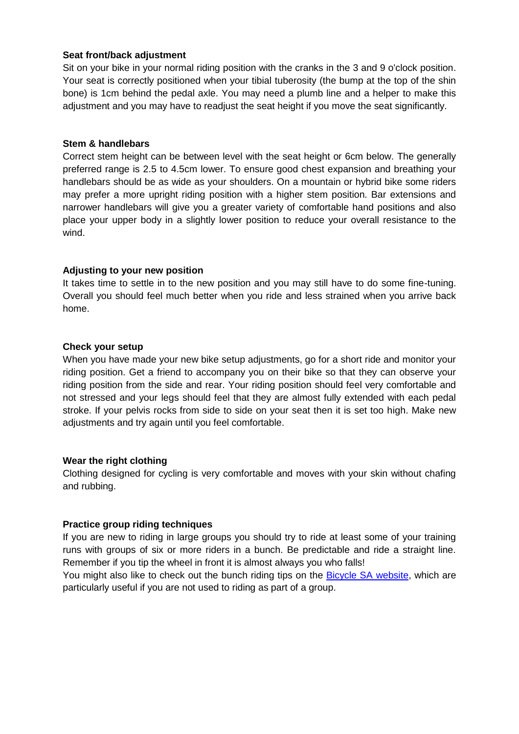**Seat front/back adjustment**

Sit on your bike in your normal riding position with the cranks in the 3 and 9 o'clock position. Your seat is correctly positioned when your tibial tuberosity (the bump at the top of the shin bone) is 1cm behind the pedal axle. You may need a plumb line and a helper to make this adjustment and you may have to readjust the seat height if you move the seat significantly.

**Stem & handlebars**

Correct stem height can be between level with the seat height or 6cm below. The generally preferred range is 2.5 to 4.5cm lower. To ensure good chest expansion and breathing your handlebars should be as wide as your shoulders. On a mountain or hybrid bike some riders may prefer a more upright riding position with a higher stem position. Bar extensions and narrower handlebars will give you a greater variety of comfortable hand positions and also place your upper body in a slightly lower position to reduce your overall resistance to the wind.

**Adjusting to your new position**

It takes time to settle in to the new position and you may still have to do some fine-tuning. Overall you should feel much better when you ride and less strained when you arrive back home.

**Check your setup**

When you have made your new bike setup adjustments, go for a short ride and monitor your riding position. Get a friend to accompany you on their bike so that they can observe your riding position from the side and rear. Your riding position should feel very comfortable and not stressed and your legs should feel that they are almost fully extended with each pedal stroke. If your pelvis rocks from side to side on your seat then it is set too high. Make new adjustments and try again until you feel comfortable.

**Wear the right clothing**

Clothing designed for cycling is very comfortable and moves with your skin without chafing and rubbing.

**Practice group riding techniques**

If you are new to riding in large groups you should try to ride at least some of your training runs with groups of six or more riders in a bunch. Be predictable and ride a straight line. Remember if you tip the wheel in front it is almost always you who falls!

You might also like to check out the bunch riding tips on the Bicycle SA website, which are particularly useful if you are not used to riding as part of a group.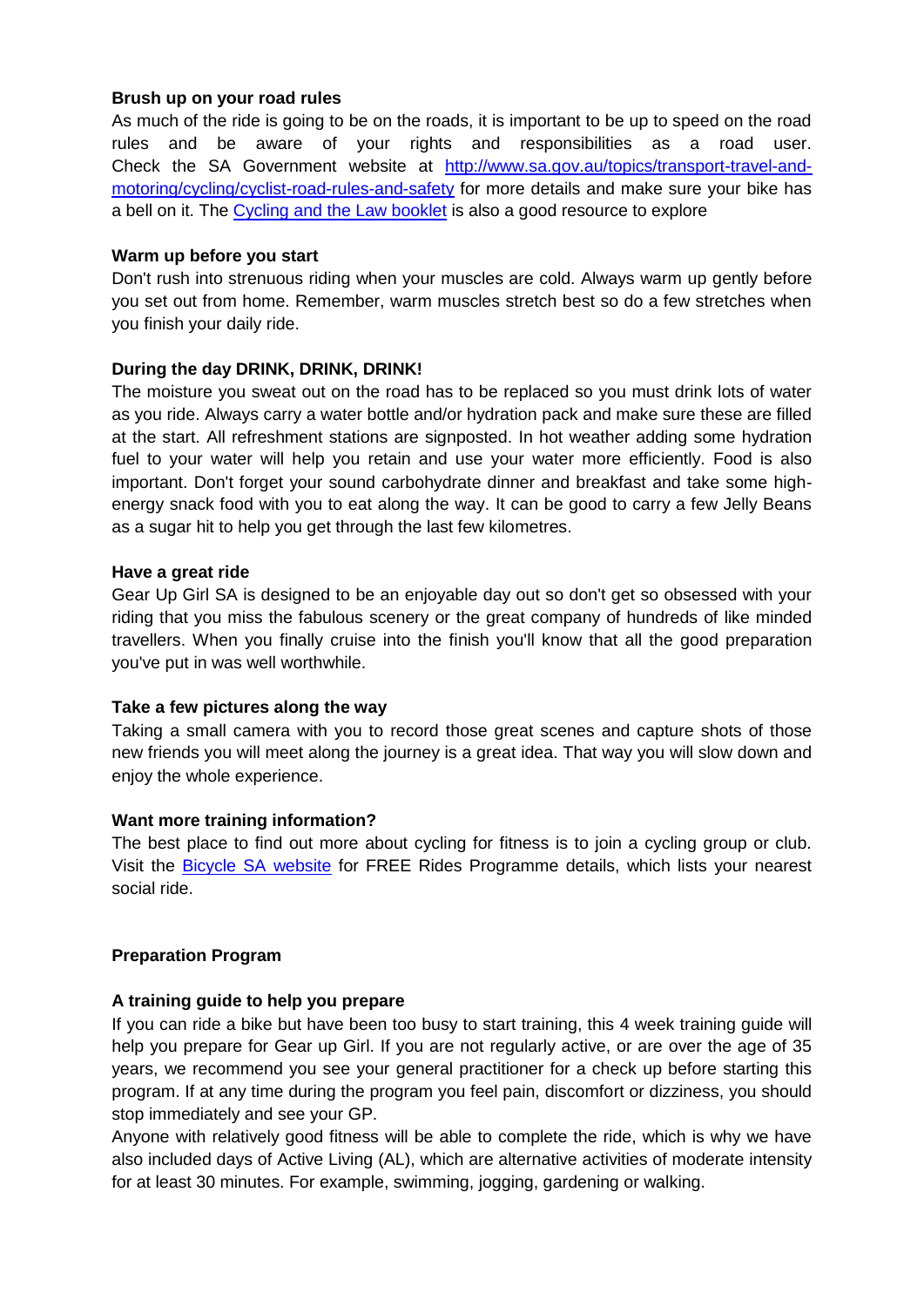**Brush up on your road rules**

As much of the ride is going to be on the roads, it is important to be up to speed on the road rules and be aware of your rights and responsibilities as a road user. Check the SA Government website at [http://www.sa.gov.au/topics/transport-travel-and-motoring/cycling/cyclist-road-rules-and-safety](http://www.sa.gov.au/topics/transport-travel-and-motoring/cycling/cyclist-road-rules-and-safety) for more details and make sure your bike has a bell on it. The Cycling and the Law booklet is also a good resource to explore

**Warm up before you start**

Don't rush into strenuous riding when your muscles are cold. Always warm up gently before you set out from home. Remember, warm muscles stretch best so do a few stretches when you finish your daily ride.

**During the day DRINK, DRINK, DRINK!**

The moisture you sweat out on the road has to be replaced so you must drink lots of water as you ride. Always carry a water bottle and/or hydration pack and make sure these are filled at the start. All refreshment stations are signposted. In hot weather adding some hydration fuel to your water will help you retain and use your water more efficiently. Food is also important. Don't forget your sound carbohydrate dinner and breakfast and take some high-energy snack food with you to eat along the way. It can be good to carry a few Jelly Beans as a sugar hit to help you get through the last few kilometres.

**Have a great ride**

Gear Up Girl SA is designed to be an enjoyable day out so don't get so obsessed with your riding that you miss the fabulous scenery or the great company of hundreds of like minded travellers. When you finally cruise into the finish you'll know that all the good preparation you've put in was well worthwhile.

**Take a few pictures along the way**

Taking a small camera with you to record those great scenes and capture shots of those new friends you will meet along the journey is a great idea. That way you will slow down and enjoy the whole experience.

**Want more training information?**

The best place to find out more about cycling for fitness is to join a cycling group or club. Visit the Bicycle SA website for FREE Rides Programme details, which lists your nearest social ride.

**Preparation Program**

**A training guide to help you prepare**

If you can ride a bike but have been too busy to start training, this 4 week training guide will help you prepare for Gear up Girl. If you are not regularly active, or are over the age of 35 years, we recommend you see your general practitioner for a check up before starting this program. If at any time during the program you feel pain, discomfort or dizziness, you should stop immediately and see your GP.

Anyone with relatively good fitness will be able to complete the ride, which is why we have also included days of Active Living (AL), which are alternative activities of moderate intensity for at least 30 minutes. For example, swimming, jogging, gardening or walking.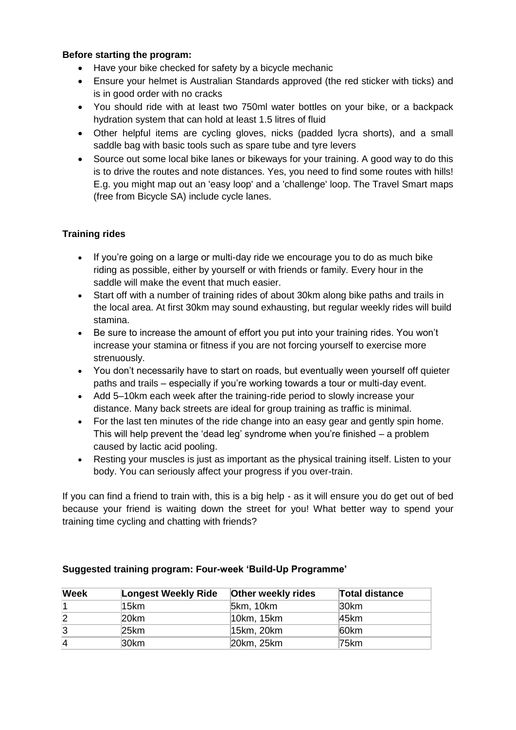**Before starting the program:**

- Have your bike checked for safety by a bicycle mechanic
- Ensure your helmet is Australian Standards approved (the red sticker with ticks) and is in good order with no cracks
- You should ride with at least two 750ml water bottles on your bike, or a backpack hydration system that can hold at least 1.5 litres of fluid
- Other helpful items are cycling gloves, nicks (padded lycra shorts), and a small saddle bag with basic tools such as spare tube and tyre levers
- Source out some local bike lanes or bikeways for your training. A good way to do this is to drive the routes and note distances. Yes, you need to find some routes with hills! E.g. you might map out an 'easy loop' and a 'challenge' loop. The Travel Smart maps (free from Bicycle SA) include cycle lanes.

**Training rides**

- If you're going on a large or multi-day ride we encourage you to do as much bike riding as possible, either by yourself or with friends or family. Every hour in the saddle will make the event that much easier.
- Start off with a number of training rides of about 30km along bike paths and trails in the local area. At first 30km may sound exhausting, but regular weekly rides will build stamina.
- Be sure to increase the amount of effort you put into your training rides. You won't increase your stamina or fitness if you are not forcing yourself to exercise more strenuously.
- You don't necessarily have to start on roads, but eventually ween yourself off quieter paths and trails – especially if you're working towards a tour or multi-day event.
- Add 5–10km each week after the training-ride period to slowly increase your distance. Many back streets are ideal for group training as traffic is minimal.
- For the last ten minutes of the ride change into an easy gear and gently spin home. This will help prevent the 'dead leg' syndrome when you're finished – a problem caused by lactic acid pooling.
- Resting your muscles is just as important as the physical training itself. Listen to your body. You can seriously affect your progress if you over-train.

If you can find a friend to train with, this is a big help - as it will ensure you do get out of bed because your friend is waiting down the street for you! What better way to spend your training time cycling and chatting with friends?

**Suggested training program: Four-week 'Build-Up Programme'**

| Week | Longest Weekly Ride | Other weekly rides | Total distance |
|---|---|---|---|
| 1 | 15km | 5km, 10km | 30km |
| 2 | 20km | 10km, 15km | 45km |
| 3 | 25km | 15km, 20km | 60km |
| 4 | 30km | 20km, 25km | 75km |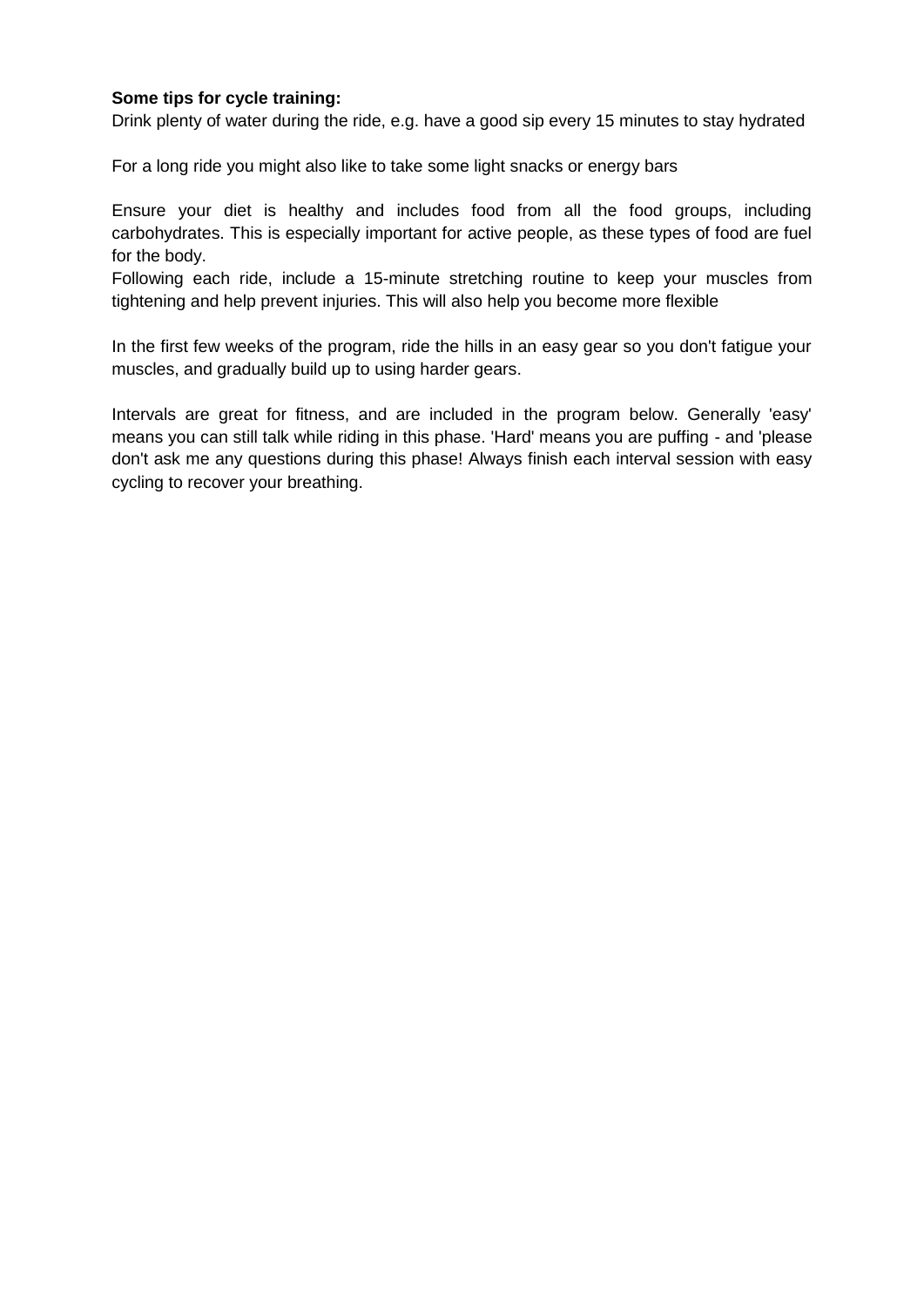**Some tips for cycle training:**

Drink plenty of water during the ride, e.g. have a good sip every 15 minutes to stay hydrated

For a long ride you might also like to take some light snacks or energy bars

Ensure your diet is healthy and includes food from all the food groups, including carbohydrates. This is especially important for active people, as these types of food are fuel for the body.

Following each ride, include a 15-minute stretching routine to keep your muscles from tightening and help prevent injuries. This will also help you become more flexible

In the first few weeks of the program, ride the hills in an easy gear so you don't fatigue your muscles, and gradually build up to using harder gears.

Intervals are great for fitness, and are included in the program below. Generally 'easy' means you can still talk while riding in this phase. 'Hard' means you are puffing - and 'please don't ask me any questions during this phase! Always finish each interval session with easy cycling to recover your breathing.